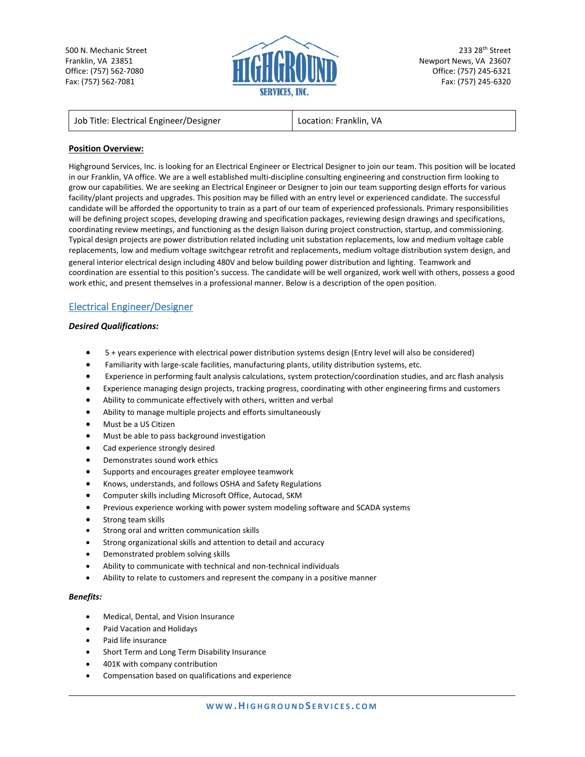500 N. Mechanic Street
Franklin, VA 23851
Office: (757) 562-7080
Fax: (757) 562-7081

HIGHGROUND SERVICES, INC.

233 28th Street
Newport News, VA 23607
Office: (757) 245-6321
Fax: (757) 245-6320

| Job Title: Electrical Engineer/Designer | Location: Franklin, VA |
| --- | --- |

**Position Overview:**

Highground Services, Inc. is looking for an Electrical Engineer or Electrical Designer to join our team. This position will be located in our Franklin, VA office. We are a well established multi-discipline consulting engineering and construction firm looking to grow our capabilities. We are seeking an Electrical Engineer or Designer to join our team supporting design efforts for various facility/plant projects and upgrades. This position may be filled with an entry level or experienced candidate. The successful candidate will be afforded the opportunity to train as a part of our team of experienced professionals. Primary responsibilities will be defining project scopes, developing drawing and specification packages, reviewing design drawings and specifications, coordinating review meetings, and functioning as the design liaison during project construction, startup, and commissioning. Typical design projects are power distribution related including unit substation replacements, low and medium voltage cable replacements, low and medium voltage switchgear retrofit and replacements, medium voltage distribution system design, and general interior electrical design including 480V and below building power distribution and lighting. Teamwork and coordination are essential to this position's success. The candidate will be well organized, work well with others, possess a good work ethic, and present themselves in a professional manner. Below is a description of the open position.

## Electrical Engineer/Designer

***Desired Qualifications:***

- 5 + years experience with electrical power distribution systems design (Entry level will also be considered)
- Familiarity with large-scale facilities, manufacturing plants, utility distribution systems, etc.
- Experience in performing fault analysis calculations, system protection/coordination studies, and arc flash analysis
- Experience managing design projects, tracking progress, coordinating with other engineering firms and customers
- Ability to communicate effectively with others, written and verbal
- Ability to manage multiple projects and efforts simultaneously
- Must be a US Citizen
- Must be able to pass background investigation
- Cad experience strongly desired
- Demonstrates sound work ethics
- Supports and encourages greater employee teamwork
- Knows, understands, and follows OSHA and Safety Regulations
- Computer skills including Microsoft Office, Autocad, SKM
- Previous experience working with power system modeling software and SCADA systems
- Strong team skills
- Strong oral and written communication skills
- Strong organizational skills and attention to detail and accuracy
- Demonstrated problem solving skills
- Ability to communicate with technical and non-technical individuals
- Ability to relate to customers and represent the company in a positive manner

***Benefits:***

- Medical, Dental, and Vision Insurance
- Paid Vacation and Holidays
- Paid life insurance
- Short Term and Long Term Disability Insurance
- 401K with company contribution
- Compensation based on qualifications and experience

WWW.HIGHGROUNDSERVICES.COM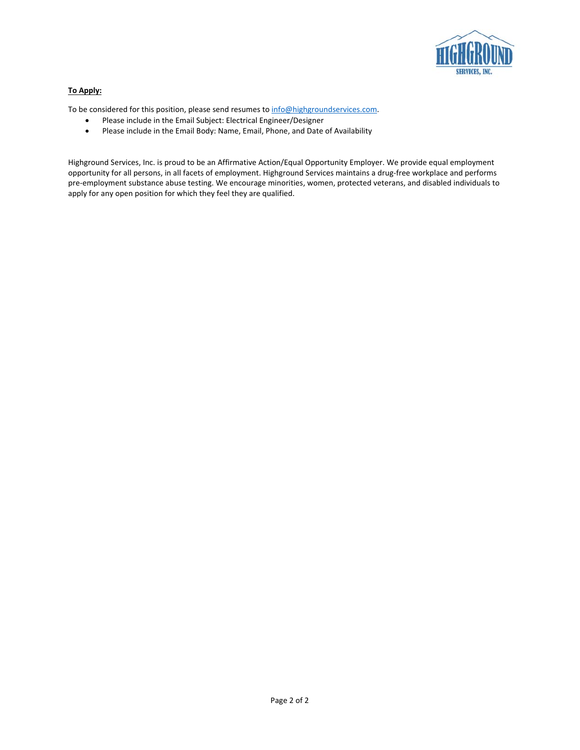**To Apply:**

To be considered for this position, please send resumes to info@highgroundservices.com.

- Please include in the Email Subject: Electrical Engineer/Designer
- Please include in the Email Body: Name, Email, Phone, and Date of Availability

Highground Services, Inc. is proud to be an Affirmative Action/Equal Opportunity Employer. We provide equal employment opportunity for all persons, in all facets of employment. Highground Services maintains a drug-free workplace and performs pre-employment substance abuse testing. We encourage minorities, women, protected veterans, and disabled individuals to apply for any open position for which they feel they are qualified.